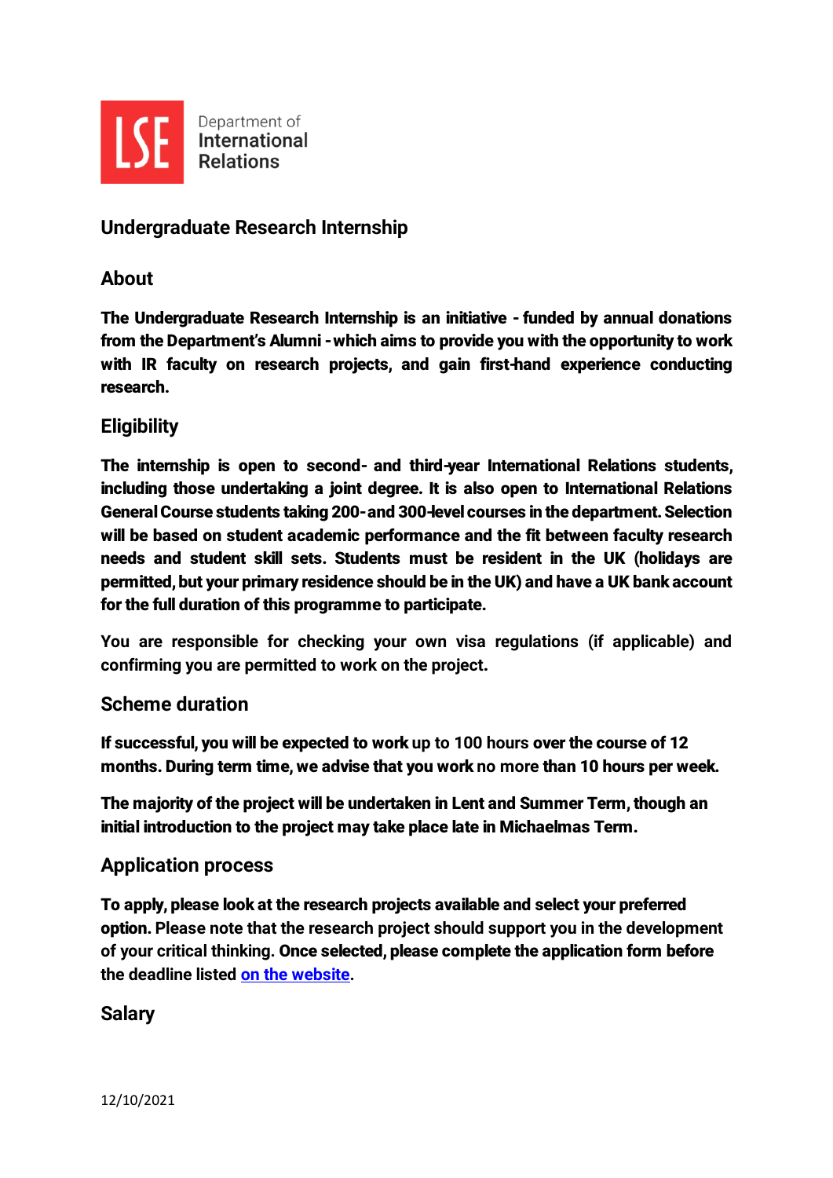Department of International Relations

## Undergraduate Research Internship

### About

**The Undergraduate Research Internship is an initiative - funded by annual donations from the Department's Alumni - which aims to provide you with the opportunity to work with IR faculty on research projects, and gain first-hand experience conducting research.**

### Eligibility

**The internship is open to second- and third-year International Relations students, including those undertaking a joint degree. It is also open to International Relations General Course students taking 200- and 300-level courses in the department. Selection will be based on student academic performance and the fit between faculty research needs and student skill sets. Students must be resident in the UK (holidays are permitted, but your primary residence should be in the UK) and have a UK bank account for the full duration of this programme to participate.**

**You are responsible for checking your own visa regulations (if applicable) and confirming you are permitted to work on the project.**

### Scheme duration

**If successful, you will be expected to work up to 100 hours over the course of 12 months. During term time, we advise that you work no more than 10 hours per week.**

**The majority of the project will be undertaken in Lent and Summer Term, though an initial introduction to the project may take place late in Michaelmas Term.**

### Application process

**To apply, please look at the research projects available and select your preferred option.** Please note that the research project should support you in the development of your critical thinking. **Once selected, please complete the application form before the deadline listed [on the website](on the website).**

### Salary

12/10/2021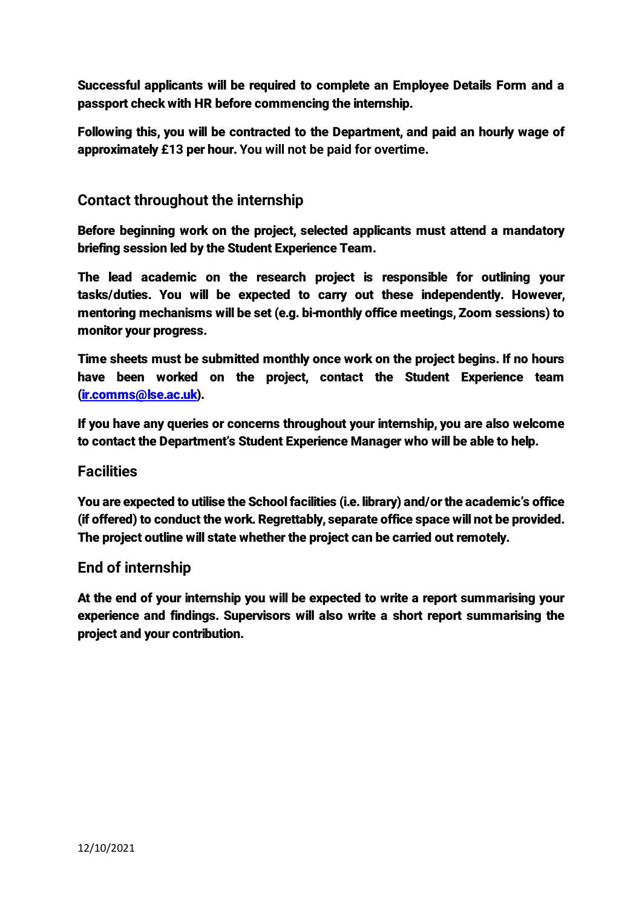**Successful applicants will be required to complete an Employee Details Form and a passport check with HR before commencing the internship.**

**Following this, you will be contracted to the Department, and paid an hourly wage of approximately £13 per hour. You will not be paid for overtime.**

## Contact throughout the internship

**Before beginning work on the project, selected applicants must attend a mandatory briefing session led by the Student Experience Team.**

**The lead academic on the research project is responsible for outlining your tasks/duties. You will be expected to carry out these independently. However, mentoring mechanisms will be set (e.g. bi-monthly office meetings, Zoom sessions) to monitor your progress.**

**Time sheets must be submitted monthly once work on the project begins. If no hours have been worked on the project, contact the Student Experience team ([ir.comms@lse.ac.uk](mailto:ir.comms@lse.ac.uk)).**

**If you have any queries or concerns throughout your internship, you are also welcome to contact the Department's Student Experience Manager who will be able to help.**

## Facilities

**You are expected to utilise the School facilities (i.e. library) and/or the academic's office (if offered) to conduct the work. Regrettably, separate office space will not be provided. The project outline will state whether the project can be carried out remotely.**

## End of internship

**At the end of your internship you will be expected to write a report summarising your experience and findings. Supervisors will also write a short report summarising the project and your contribution.**

12/10/2021